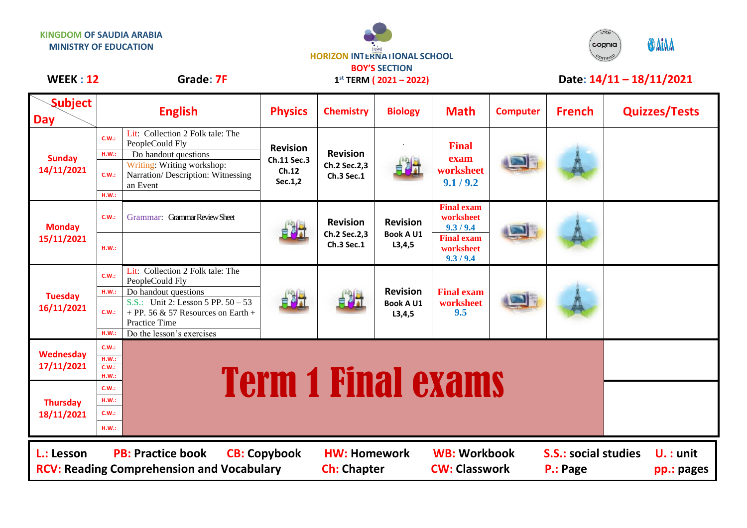KINGDOM OF SAUDIA ARABIA
MINISTRY OF EDUCATION

HORIZON INTERNATIONAL SCHOOL
BOY'S SECTION
1st TERM ( 2021 – 2022)

**WEEK : 12** **Grade: 7F** **Date: 14/11 – 18/11/2021**

| Subject / Day | | English | Physics | Chemistry | Biology | Math | Computer | French | Quizzes/Tests |
|---|---|---|---|---|---|---|---|---|---|
| Sunday 14/11/2021 | C.W.: | Lit: Collection 2 Folk tale: The PeopleCould Fly | Revision Ch.11 Sec.3 Ch.12 Sec.1,2 | Revision Ch.2 Sec.2,3 Ch.3 Sec.1 | | Final exam worksheet 9.1 / 9.2 | | | |
| | H.W.: | Do handout questions | | | | | | | |
| | C.W.: | Writing: Writing workshop: Narration/ Description: Witnessing an Event | | | | | | | |
| | H.W.: | | | | | | | | |
| Monday 15/11/2021 | C.W.: | Grammar: Grammar Review Sheet | | Revision Ch.2 Sec.2,3 Ch.3 Sec.1 | Revision Book A U1 L3,4,5 | Final exam worksheet 9.3 / 9.4 | | | |
| | H.W.: | | | | | Final exam worksheet 9.3 / 9.4 | | | |
| Tuesday 16/11/2021 | C.W.: | Lit: Collection 2 Folk tale: The PeopleCould Fly | | | Revision Book A U1 L3,4,5 | Final exam worksheet 9.5 | | | |
| | H.W.: | Do handout questions | | | | | | | |
| | C.W.: | S.S.: Unit 2: Lesson 5 PP. 50 – 53 + PP. 56 & 57 Resources on Earth + Practice Time | | | | | | | |
| | H.W.: | Do the lesson's exercises | | | | | | | |
| Wednesday 17/11/2021 | C.W.: / H.W.: / C.W.: / H.W.: | **Term 1 Final exams** | | | | | | | |
| Thursday 18/11/2021 | C.W.: / H.W.: / C.W.: / H.W.: | **Term 1 Final exams** | | | | | | | |

**L.: Lesson** **PB: Practice book** **CB: Copybook** **HW: Homework** **WB: Workbook** **S.S.: social studies** **U. : unit**
**RCV: Reading Comprehension and Vocabulary** **Ch: Chapter** **CW: Classwork** **P.: Page** **pp.: pages**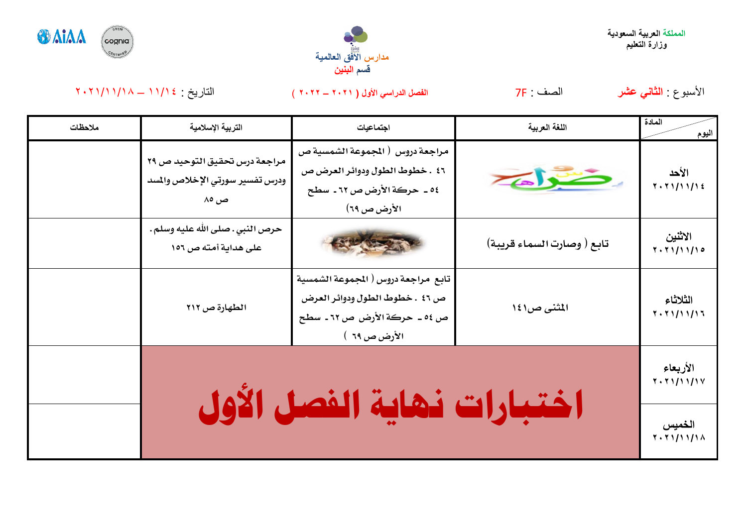المملكة العربية السعودية
وزارة التعليم

مدارس الأفق العالمية
قسم البنين

الأسبوع : الثاني عشر　　الصف : 7F　　الفصل الدراسي الأول ( ٢٠٢١ ـ ٢٠٢٢ )　　التاريخ : ١١/١٤ ــ ٢٠٢١/١١/١٨

| المادة / اليوم | اللغة العربية | اجتماعيات | التربية الإسلامية | ملاحظات |
|---|---|---|---|---|
| الأحد ٢٠٢١/١١/١٤ | | مراجعة دروس ( المجموعة الشمسية ص ٤٦ . خطوط الطول ودوائر العرض ص ٥٤ ـ حركة الأرض ص ٦٢ ـ سطح الأرض ص ٦٩) | مراجعة درس تحقيق التوحيد ص ٢٩ ودرس تفسير سورتي الإخلاص والمسد ص ٨٥ | |
| الاثنين ٢٠٢١/١١/١٥ | تابع ( وصارت السماء قريبة) | | حرص النبي ـ صلى الله عليه وسلم ـ على هداية أمته ص ١٥٦ | |
| الثلاثاء ٢٠٢١/١١/١٦ | المثنى ص١٤١ | تابع مراجعة دروس ( المجموعة الشمسية ص ٤٦ . خطوط الطول ودوائر العرض ص ٥٤ ـ حركة الأرض ص ٦٢ ـ سطح الأرض ص ٦٩ ) | الطهارة ص ٢١٢ | |
| الأربعاء ٢٠٢١/١١/١٧ | اختبارات نهاية الفصل الأول | | | |
| الخميس ٢٠٢١/١١/١٨ | اختبارات نهاية الفصل الأول | | | |